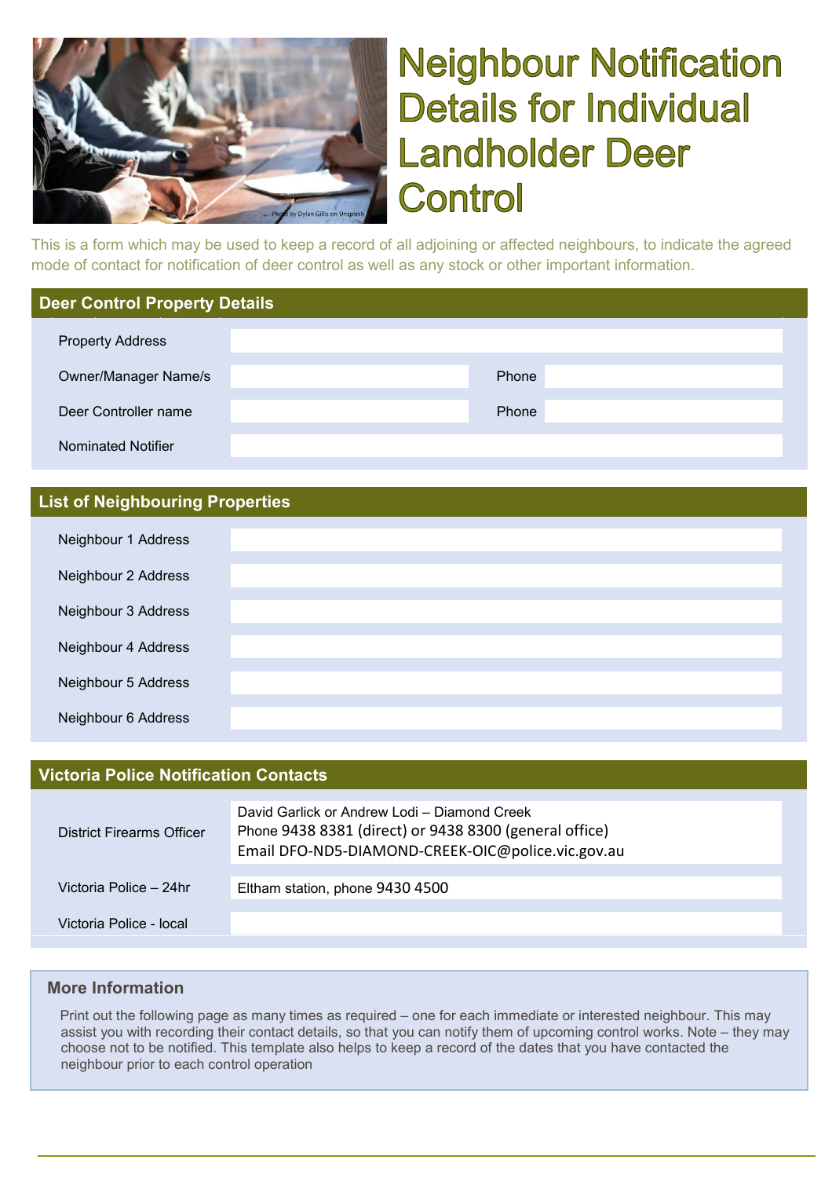# Neighbour Notification Details for Individual Landholder Deer Control

This is a form which may be used to keep a record of all adjoining or affected neighbours, to indicate the agreed mode of contact for notification of deer control as well as any stock or other important information.

## Deer Control Property Details

| | | | |
|---|---|---|---|
| Property Address | | | |
| Owner/Manager Name/s | | Phone | |
| Deer Controller name | | Phone | |
| Nominated Notifier | | | |

## List of Neighbouring Properties

| | |
|---|---|
| Neighbour 1 Address | |
| Neighbour 2 Address | |
| Neighbour 3 Address | |
| Neighbour 4 Address | |
| Neighbour 5 Address | |
| Neighbour 6 Address | |

## Victoria Police Notification Contacts

| | |
|---|---|
| District Firearms Officer | David Garlick or Andrew Lodi – Diamond Creek<br>Phone 9438 8381 (direct) or 9438 8300 (general office)<br>Email DFO-ND5-DIAMOND-CREEK-OIC@police.vic.gov.au |
| Victoria Police – 24hr | Eltham station, phone 9430 4500 |
| Victoria Police - local | |

### More Information

Print out the following page as many times as required – one for each immediate or interested neighbour. This may assist you with recording their contact details, so that you can notify them of upcoming control works. Note – they may choose not to be notified. This template also helps to keep a record of the dates that you have contacted the neighbour prior to each control operation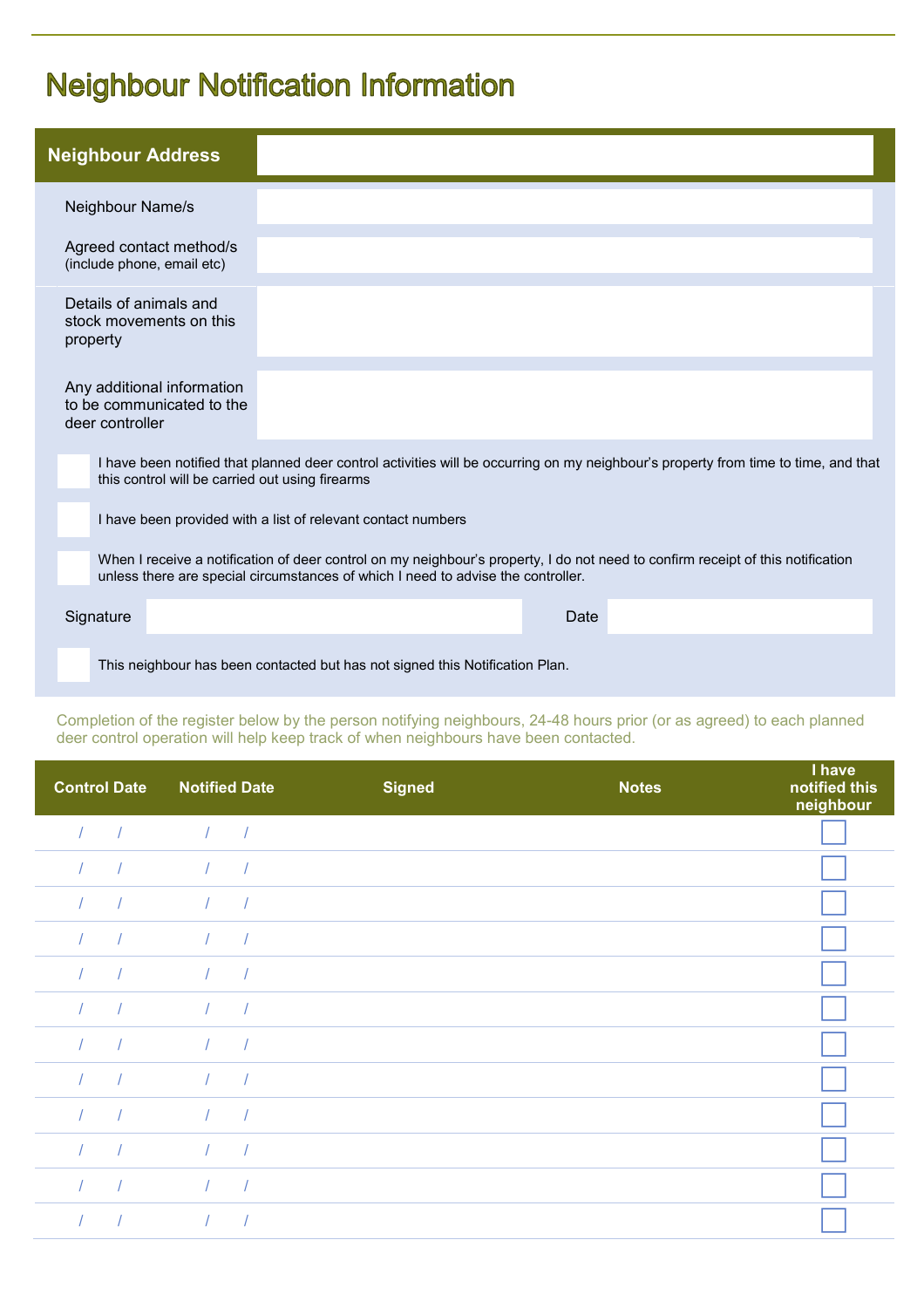# Neighbour Notification Information

| **Neighbour Address** | |
|---|---|
| Neighbour Name/s | |
| Agreed contact method/s (include phone, email etc) | |
| Details of animals and stock movements on this property | |
| Any additional information to be communicated to the deer controller | |

☐ I have been notified that planned deer control activities will be occurring on my neighbour's property from time to time, and that this control will be carried out using firearms

☐ I have been provided with a list of relevant contact numbers

☐ When I receive a notification of deer control on my neighbour's property, I do not need to confirm receipt of this notification unless there are special circumstances of which I need to advise the controller.

Signature ______________________ Date ______________

☐ This neighbour has been contacted but has not signed this Notification Plan.

Completion of the register below by the person notifying neighbours, 24-48 hours prior (or as agreed) to each planned deer control operation will help keep track of when neighbours have been contacted.

| Control Date | Notified Date | Signed | Notes | I have notified this neighbour |
|---|---|---|---|---|
| / / | / / | | | ☐ |
| / / | / / | | | ☐ |
| / / | / / | | | ☐ |
| / / | / / | | | ☐ |
| / / | / / | | | ☐ |
| / / | / / | | | ☐ |
| / / | / / | | | ☐ |
| / / | / / | | | ☐ |
| / / | / / | | | ☐ |
| / / | / / | | | ☐ |
| / / | / / | | | ☐ |
| / / | / / | | | ☐ |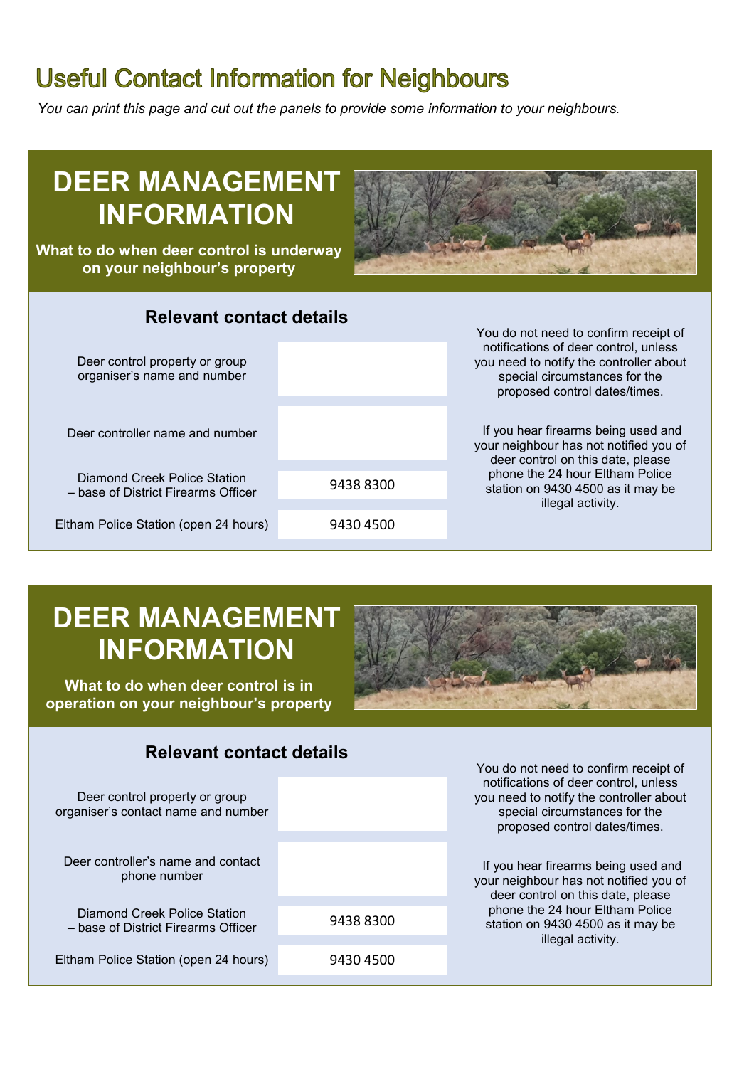# Useful Contact Information for Neighbours

*You can print this page and cut out the panels to provide some information to your neighbours.*

## DEER MANAGEMENT INFORMATION

**What to do when deer control is underway on your neighbour's property**

### Relevant contact details

| | |
|---|---|
| Deer control property or group organiser's name and number | |
| Deer controller name and number | |
| Diamond Creek Police Station – base of District Firearms Officer | 9438 8300 |
| Eltham Police Station (open 24 hours) | 9430 4500 |

You do not need to confirm receipt of notifications of deer control, unless you need to notify the controller about special circumstances for the proposed control dates/times.

If you hear firearms being used and your neighbour has not notified you of deer control on this date, please phone the 24 hour Eltham Police station on 9430 4500 as it may be illegal activity.

## DEER MANAGEMENT INFORMATION

**What to do when deer control is in operation on your neighbour's property**

### Relevant contact details

| | |
|---|---|
| Deer control property or group organiser's contact name and number | |
| Deer controller's name and contact phone number | |
| Diamond Creek Police Station – base of District Firearms Officer | 9438 8300 |
| Eltham Police Station (open 24 hours) | 9430 4500 |

You do not need to confirm receipt of notifications of deer control, unless you need to notify the controller about special circumstances for the proposed control dates/times.

If you hear firearms being used and your neighbour has not notified you of deer control on this date, please phone the 24 hour Eltham Police station on 9430 4500 as it may be illegal activity.